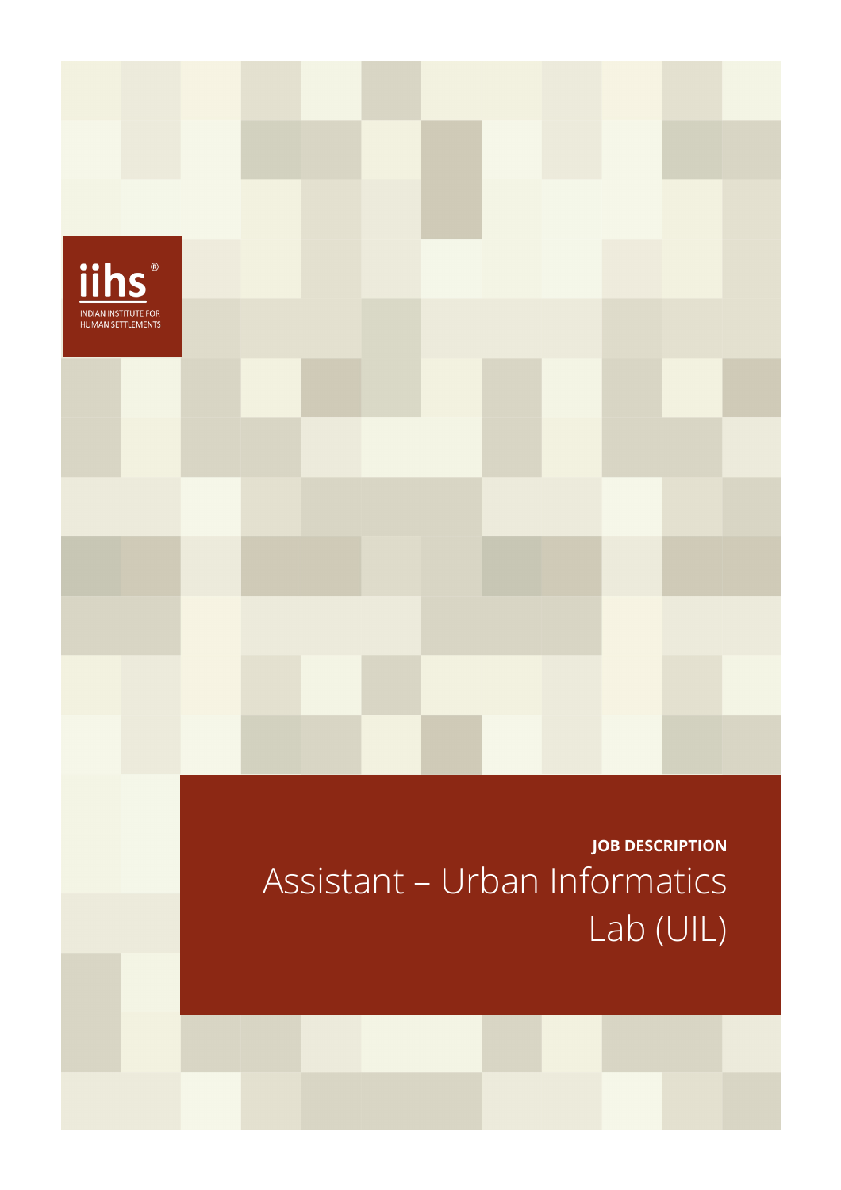iihs®

INDIAN INSTITUTE FOR HUMAN SETTLEMENTS

**JOB DESCRIPTION**

# Assistant – Urban Informatics Lab (UIL)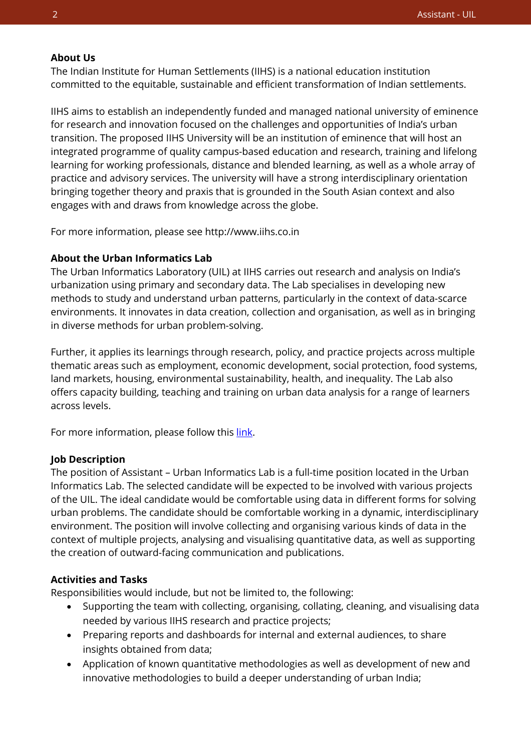**About Us**

The Indian Institute for Human Settlements (IIHS) is a national education institution committed to the equitable, sustainable and efficient transformation of Indian settlements.

IIHS aims to establish an independently funded and managed national university of eminence for research and innovation focused on the challenges and opportunities of India's urban transition. The proposed IIHS University will be an institution of eminence that will host an integrated programme of quality campus-based education and research, training and lifelong learning for working professionals, distance and blended learning, as well as a whole array of practice and advisory services. The university will have a strong interdisciplinary orientation bringing together theory and praxis that is grounded in the South Asian context and also engages with and draws from knowledge across the globe.

For more information, please see http://www.iihs.co.in

**About the Urban Informatics Lab**

The Urban Informatics Laboratory (UIL) at IIHS carries out research and analysis on India's urbanization using primary and secondary data. The Lab specialises in developing new methods to study and understand urban patterns, particularly in the context of data-scarce environments. It innovates in data creation, collection and organisation, as well as in bringing in diverse methods for urban problem-solving.

Further, it applies its learnings through research, policy, and practice projects across multiple thematic areas such as employment, economic development, social protection, food systems, land markets, housing, environmental sustainability, health, and inequality. The Lab also offers capacity building, teaching and training on urban data analysis for a range of learners across levels.

For more information, please follow this link.

**Job Description**

The position of Assistant – Urban Informatics Lab is a full-time position located in the Urban Informatics Lab. The selected candidate will be expected to be involved with various projects of the UIL. The ideal candidate would be comfortable using data in different forms for solving urban problems. The candidate should be comfortable working in a dynamic, interdisciplinary environment. The position will involve collecting and organising various kinds of data in the context of multiple projects, analysing and visualising quantitative data, as well as supporting the creation of outward-facing communication and publications.

**Activities and Tasks**

Responsibilities would include, but not be limited to, the following:

- Supporting the team with collecting, organising, collating, cleaning, and visualising data needed by various IIHS research and practice projects;
- Preparing reports and dashboards for internal and external audiences, to share insights obtained from data;
- Application of known quantitative methodologies as well as development of new and innovative methodologies to build a deeper understanding of urban India;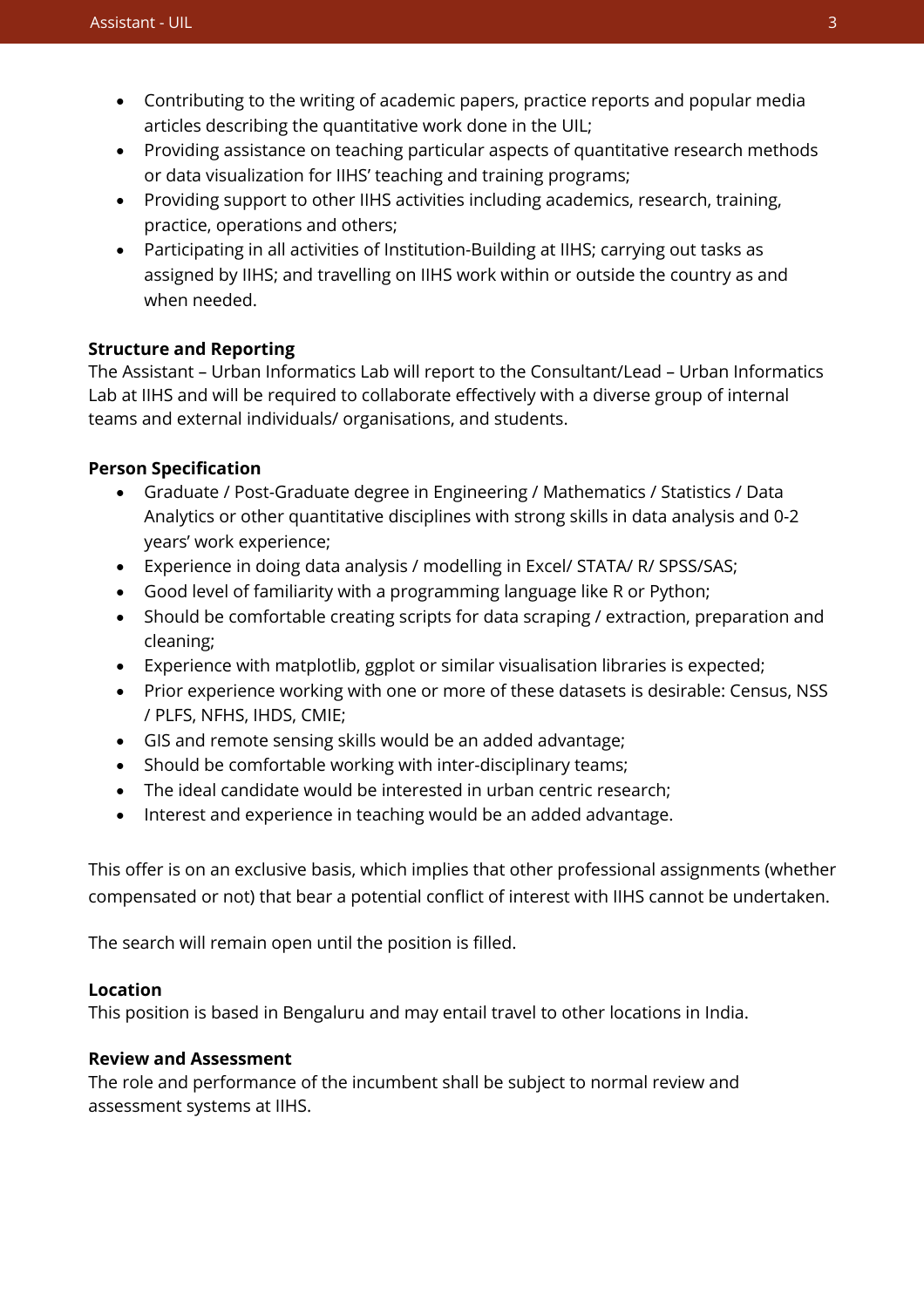- Contributing to the writing of academic papers, practice reports and popular media articles describing the quantitative work done in the UIL;
- Providing assistance on teaching particular aspects of quantitative research methods or data visualization for IIHS' teaching and training programs;
- Providing support to other IIHS activities including academics, research, training, practice, operations and others;
- Participating in all activities of Institution-Building at IIHS; carrying out tasks as assigned by IIHS; and travelling on IIHS work within or outside the country as and when needed.

**Structure and Reporting**

The Assistant – Urban Informatics Lab will report to the Consultant/Lead – Urban Informatics Lab at IIHS and will be required to collaborate effectively with a diverse group of internal teams and external individuals/ organisations, and students.

**Person Specification**

- Graduate / Post-Graduate degree in Engineering / Mathematics / Statistics / Data Analytics or other quantitative disciplines with strong skills in data analysis and 0-2 years' work experience;
- Experience in doing data analysis / modelling in Excel/ STATA/ R/ SPSS/SAS;
- Good level of familiarity with a programming language like R or Python;
- Should be comfortable creating scripts for data scraping / extraction, preparation and cleaning;
- Experience with matplotlib, ggplot or similar visualisation libraries is expected;
- Prior experience working with one or more of these datasets is desirable: Census, NSS / PLFS, NFHS, IHDS, CMIE;
- GIS and remote sensing skills would be an added advantage;
- Should be comfortable working with inter-disciplinary teams;
- The ideal candidate would be interested in urban centric research;
- Interest and experience in teaching would be an added advantage.

This offer is on an exclusive basis, which implies that other professional assignments (whether compensated or not) that bear a potential conflict of interest with IIHS cannot be undertaken.

The search will remain open until the position is filled.

**Location**

This position is based in Bengaluru and may entail travel to other locations in India.

**Review and Assessment**

The role and performance of the incumbent shall be subject to normal review and assessment systems at IIHS.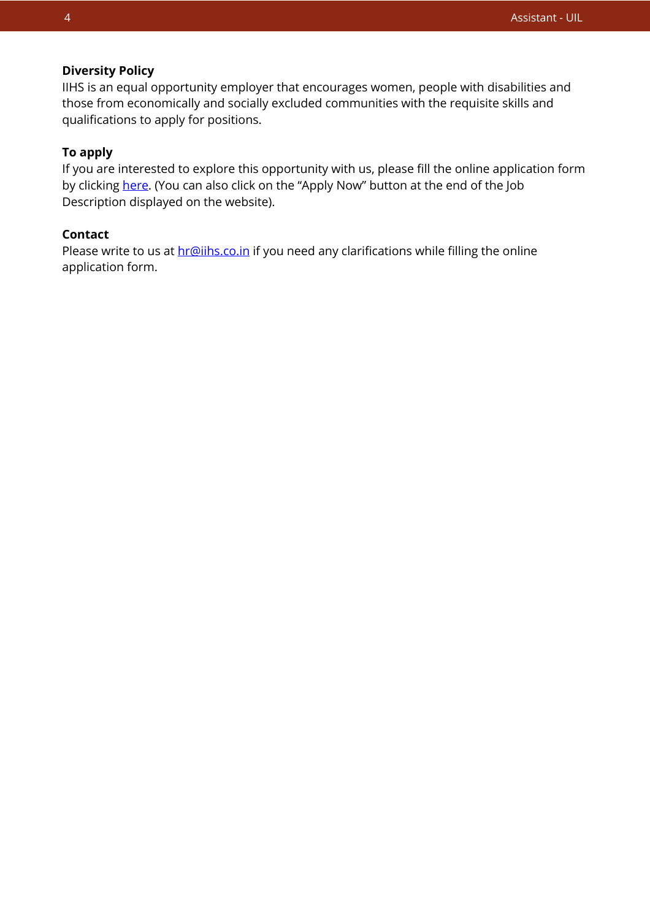**Diversity Policy**

IIHS is an equal opportunity employer that encourages women, people with disabilities and those from economically and socially excluded communities with the requisite skills and qualifications to apply for positions.

**To apply**

If you are interested to explore this opportunity with us, please fill the online application form by clicking here. (You can also click on the "Apply Now" button at the end of the Job Description displayed on the website).

**Contact**

Please write to us at hr@iihs.co.in if you need any clarifications while filling the online application form.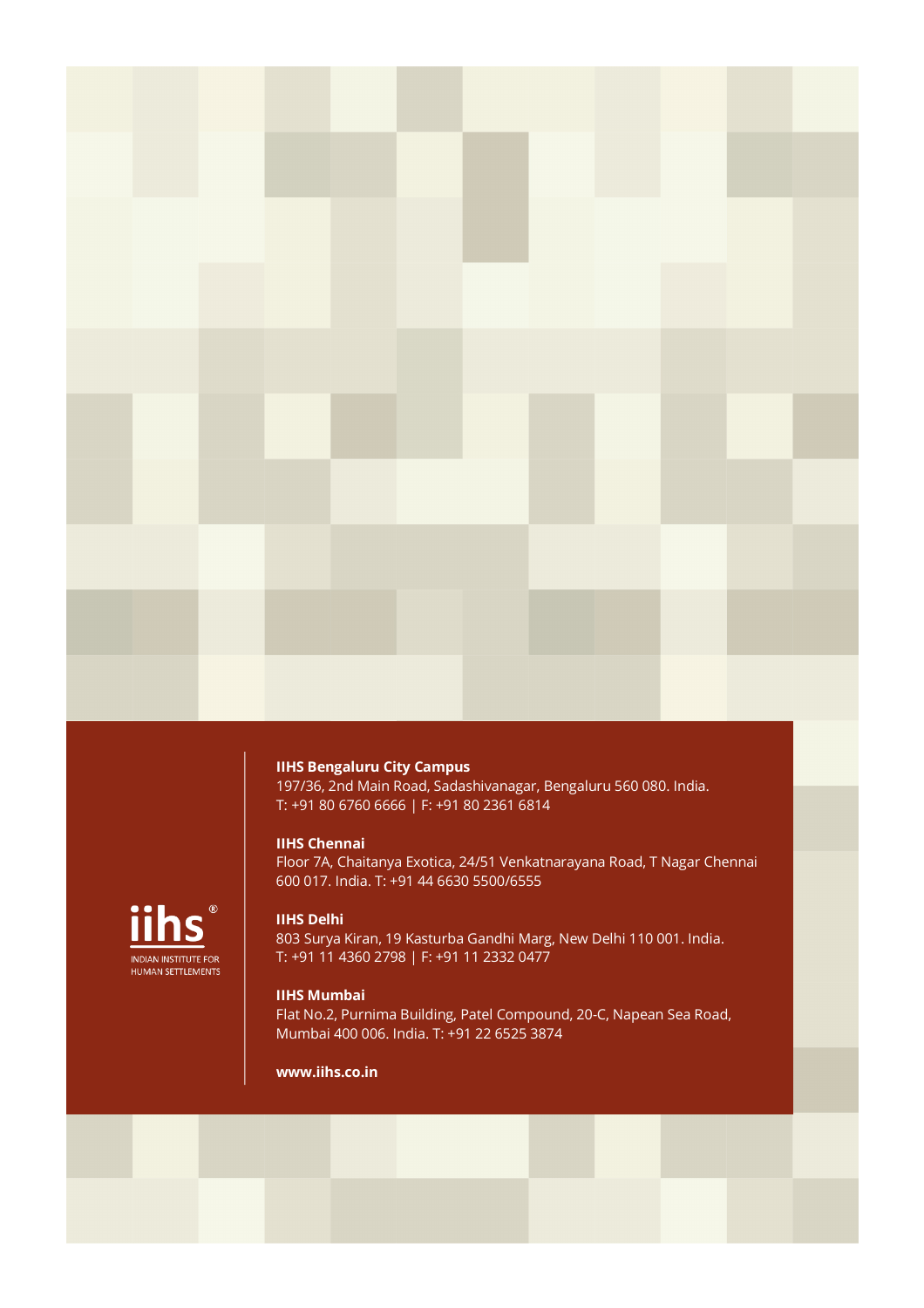iihs®
INDIAN INSTITUTE FOR HUMAN SETTLEMENTS

**IIHS Bengaluru City Campus**
197/36, 2nd Main Road, Sadashivanagar, Bengaluru 560 080. India.
T: +91 80 6760 6666 | F: +91 80 2361 6814

**IIHS Chennai**
Floor 7A, Chaitanya Exotica, 24/51 Venkatnarayana Road, T Nagar Chennai 600 017. India. T: +91 44 6630 5500/6555

**IIHS Delhi**
803 Surya Kiran, 19 Kasturba Gandhi Marg, New Delhi 110 001. India.
T: +91 11 4360 2798 | F: +91 11 2332 0477

**IIHS Mumbai**
Flat No.2, Purnima Building, Patel Compound, 20-C, Napean Sea Road, Mumbai 400 006. India. T: +91 22 6525 3874

**www.iihs.co.in**